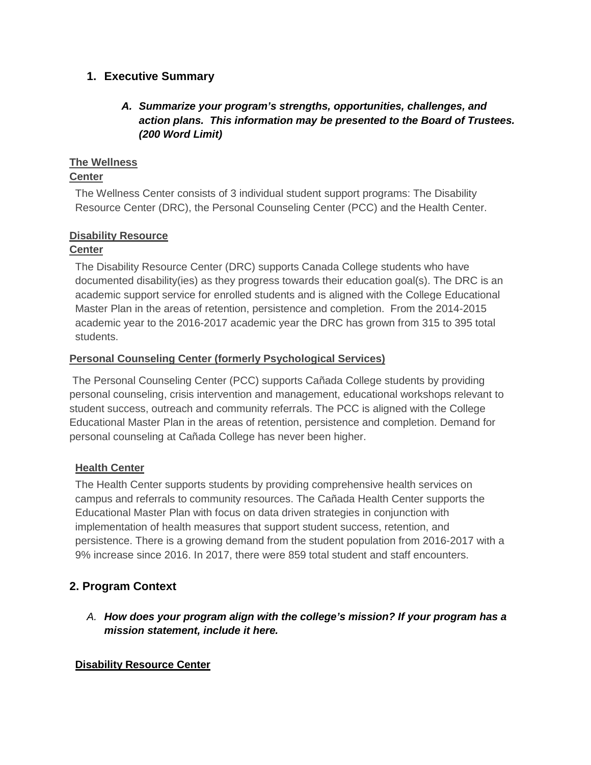## 1. Executive Summary

### *A. Summarize your program's strengths, opportunities, challenges, and action plans. This information may be presented to the Board of Trustees. (200 Word Limit)*

**The Wellness Center**

The Wellness Center consists of 3 individual student support programs: The Disability Resource Center (DRC), the Personal Counseling Center (PCC) and the Health Center.

**Disability Resource Center**

The Disability Resource Center (DRC) supports Canada College students who have documented disability(ies) as they progress towards their education goal(s). The DRC is an academic support service for enrolled students and is aligned with the College Educational Master Plan in the areas of retention, persistence and completion. From the 2014-2015 academic year to the 2016-2017 academic year the DRC has grown from 315 to 395 total students.

**Personal Counseling Center (formerly Psychological Services)**

The Personal Counseling Center (PCC) supports Cañada College students by providing personal counseling, crisis intervention and management, educational workshops relevant to student success, outreach and community referrals. The PCC is aligned with the College Educational Master Plan in the areas of retention, persistence and completion. Demand for personal counseling at Cañada College has never been higher.

**Health Center**

The Health Center supports students by providing comprehensive health services on campus and referrals to community resources. The Cañada Health Center supports the Educational Master Plan with focus on data driven strategies in conjunction with implementation of health measures that support student success, retention, and persistence. There is a growing demand from the student population from 2016-2017 with a 9% increase since 2016. In 2017, there were 859 total student and staff encounters.

## 2. Program Context

### *A. How does your program align with the college's mission? If your program has a mission statement, include it here.*

**Disability Resource Center**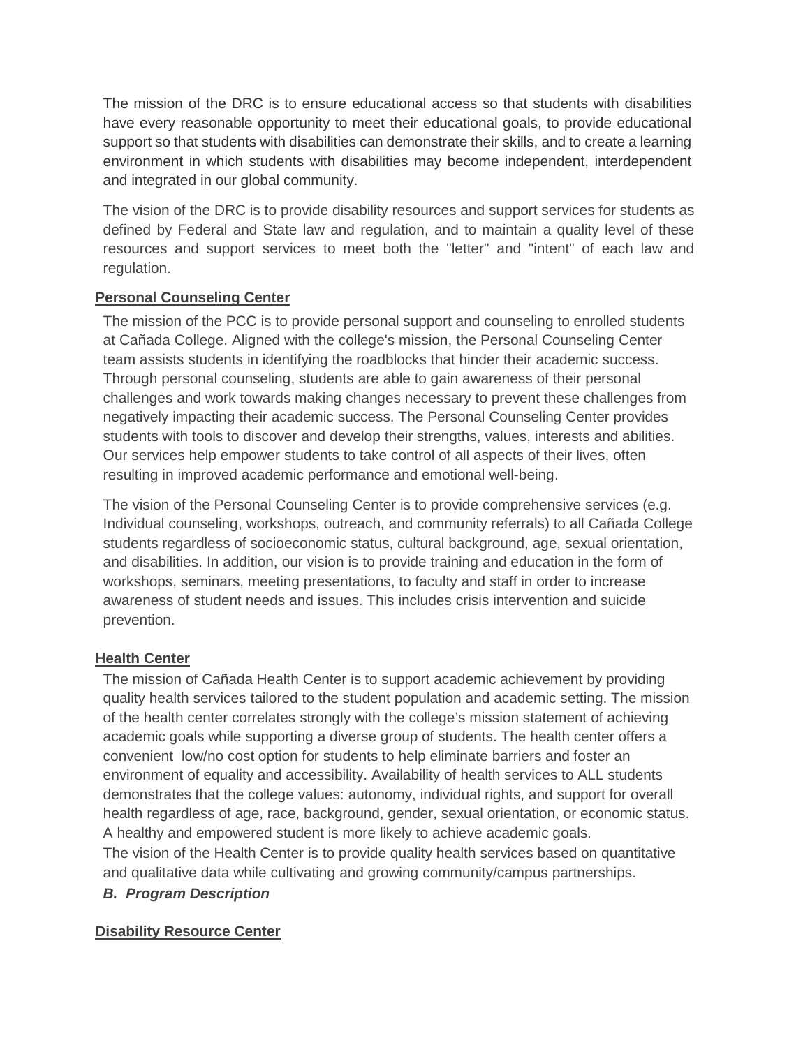The mission of the DRC is to ensure educational access so that students with disabilities have every reasonable opportunity to meet their educational goals, to provide educational support so that students with disabilities can demonstrate their skills, and to create a learning environment in which students with disabilities may become independent, interdependent and integrated in our global community.

The vision of the DRC is to provide disability resources and support services for students as defined by Federal and State law and regulation, and to maintain a quality level of these resources and support services to meet both the "letter" and "intent" of each law and regulation.

### Personal Counseling Center

The mission of the PCC is to provide personal support and counseling to enrolled students at Cañada College. Aligned with the college's mission, the Personal Counseling Center team assists students in identifying the roadblocks that hinder their academic success. Through personal counseling, students are able to gain awareness of their personal challenges and work towards making changes necessary to prevent these challenges from negatively impacting their academic success. The Personal Counseling Center provides students with tools to discover and develop their strengths, values, interests and abilities. Our services help empower students to take control of all aspects of their lives, often resulting in improved academic performance and emotional well-being.

The vision of the Personal Counseling Center is to provide comprehensive services (e.g. Individual counseling, workshops, outreach, and community referrals) to all Cañada College students regardless of socioeconomic status, cultural background, age, sexual orientation, and disabilities. In addition, our vision is to provide training and education in the form of workshops, seminars, meeting presentations, to faculty and staff in order to increase awareness of student needs and issues. This includes crisis intervention and suicide prevention.

### Health Center

The mission of Cañada Health Center is to support academic achievement by providing quality health services tailored to the student population and academic setting. The mission of the health center correlates strongly with the college's mission statement of achieving academic goals while supporting a diverse group of students. The health center offers a convenient low/no cost option for students to help eliminate barriers and foster an environment of equality and accessibility. Availability of health services to ALL students demonstrates that the college values: autonomy, individual rights, and support for overall health regardless of age, race, background, gender, sexual orientation, or economic status. A healthy and empowered student is more likely to achieve academic goals.

The vision of the Health Center is to provide quality health services based on quantitative and qualitative data while cultivating and growing community/campus partnerships.

## *B. Program Description*

### Disability Resource Center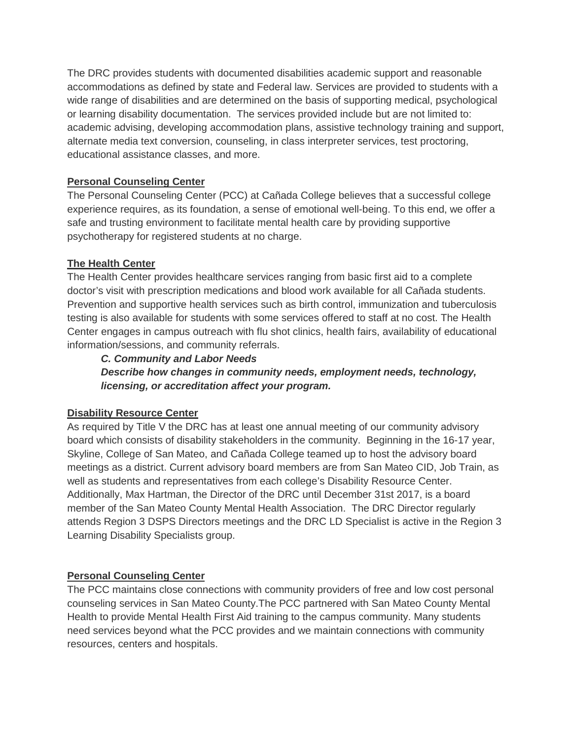The DRC provides students with documented disabilities academic support and reasonable accommodations as defined by state and Federal law. Services are provided to students with a wide range of disabilities and are determined on the basis of supporting medical, psychological or learning disability documentation. The services provided include but are not limited to: academic advising, developing accommodation plans, assistive technology training and support, alternate media text conversion, counseling, in class interpreter services, test proctoring, educational assistance classes, and more.

**Personal Counseling Center**

The Personal Counseling Center (PCC) at Cañada College believes that a successful college experience requires, as its foundation, a sense of emotional well-being. To this end, we offer a safe and trusting environment to facilitate mental health care by providing supportive psychotherapy for registered students at no charge.

**The Health Center**

The Health Center provides healthcare services ranging from basic first aid to a complete doctor's visit with prescription medications and blood work available for all Cañada students. Prevention and supportive health services such as birth control, immunization and tuberculosis testing is also available for students with some services offered to staff at no cost. The Health Center engages in campus outreach with flu shot clinics, health fairs, availability of educational information/sessions, and community referrals.

### *C. Community and Labor Needs*

***Describe how changes in community needs, employment needs, technology, licensing, or accreditation affect your program.***

**Disability Resource Center**

As required by Title V the DRC has at least one annual meeting of our community advisory board which consists of disability stakeholders in the community. Beginning in the 16-17 year, Skyline, College of San Mateo, and Cañada College teamed up to host the advisory board meetings as a district. Current advisory board members are from San Mateo CID, Job Train, as well as students and representatives from each college's Disability Resource Center. Additionally, Max Hartman, the Director of the DRC until December 31st 2017, is a board member of the San Mateo County Mental Health Association. The DRC Director regularly attends Region 3 DSPS Directors meetings and the DRC LD Specialist is active in the Region 3 Learning Disability Specialists group.

**Personal Counseling Center**

The PCC maintains close connections with community providers of free and low cost personal counseling services in San Mateo County.The PCC partnered with San Mateo County Mental Health to provide Mental Health First Aid training to the campus community. Many students need services beyond what the PCC provides and we maintain connections with community resources, centers and hospitals.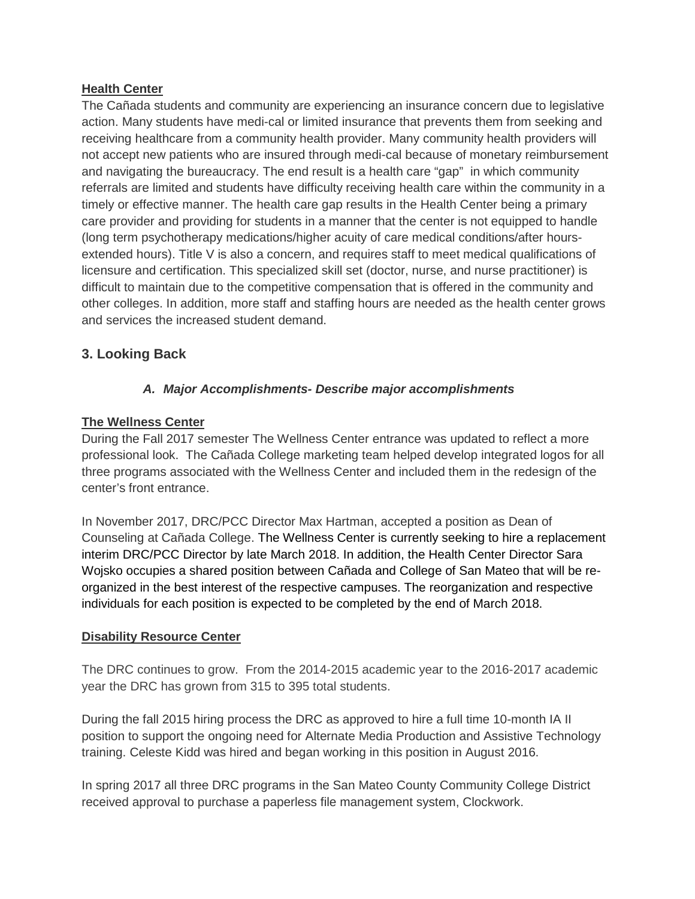**Health Center**

The Cañada students and community are experiencing an insurance concern due to legislative action. Many students have medi-cal or limited insurance that prevents them from seeking and receiving healthcare from a community health provider. Many community health providers will not accept new patients who are insured through medi-cal because of monetary reimbursement and navigating the bureaucracy. The end result is a health care "gap" in which community referrals are limited and students have difficulty receiving health care within the community in a timely or effective manner. The health care gap results in the Health Center being a primary care provider and providing for students in a manner that the center is not equipped to handle (long term psychotherapy medications/higher acuity of care medical conditions/after hours-extended hours). Title V is also a concern, and requires staff to meet medical qualifications of licensure and certification. This specialized skill set (doctor, nurse, and nurse practitioner) is difficult to maintain due to the competitive compensation that is offered in the community and other colleges. In addition, more staff and staffing hours are needed as the health center grows and services the increased student demand.

## 3. Looking Back

### *A. Major Accomplishments- Describe major accomplishments*

**The Wellness Center**

During the Fall 2017 semester The Wellness Center entrance was updated to reflect a more professional look. The Cañada College marketing team helped develop integrated logos for all three programs associated with the Wellness Center and included them in the redesign of the center's front entrance.

In November 2017, DRC/PCC Director Max Hartman, accepted a position as Dean of Counseling at Cañada College. The Wellness Center is currently seeking to hire a replacement interim DRC/PCC Director by late March 2018. In addition, the Health Center Director Sara Wojsko occupies a shared position between Cañada and College of San Mateo that will be re-organized in the best interest of the respective campuses. The reorganization and respective individuals for each position is expected to be completed by the end of March 2018.

**Disability Resource Center**

The DRC continues to grow. From the 2014-2015 academic year to the 2016-2017 academic year the DRC has grown from 315 to 395 total students.

During the fall 2015 hiring process the DRC as approved to hire a full time 10-month IA II position to support the ongoing need for Alternate Media Production and Assistive Technology training. Celeste Kidd was hired and began working in this position in August 2016.

In spring 2017 all three DRC programs in the San Mateo County Community College District received approval to purchase a paperless file management system, Clockwork.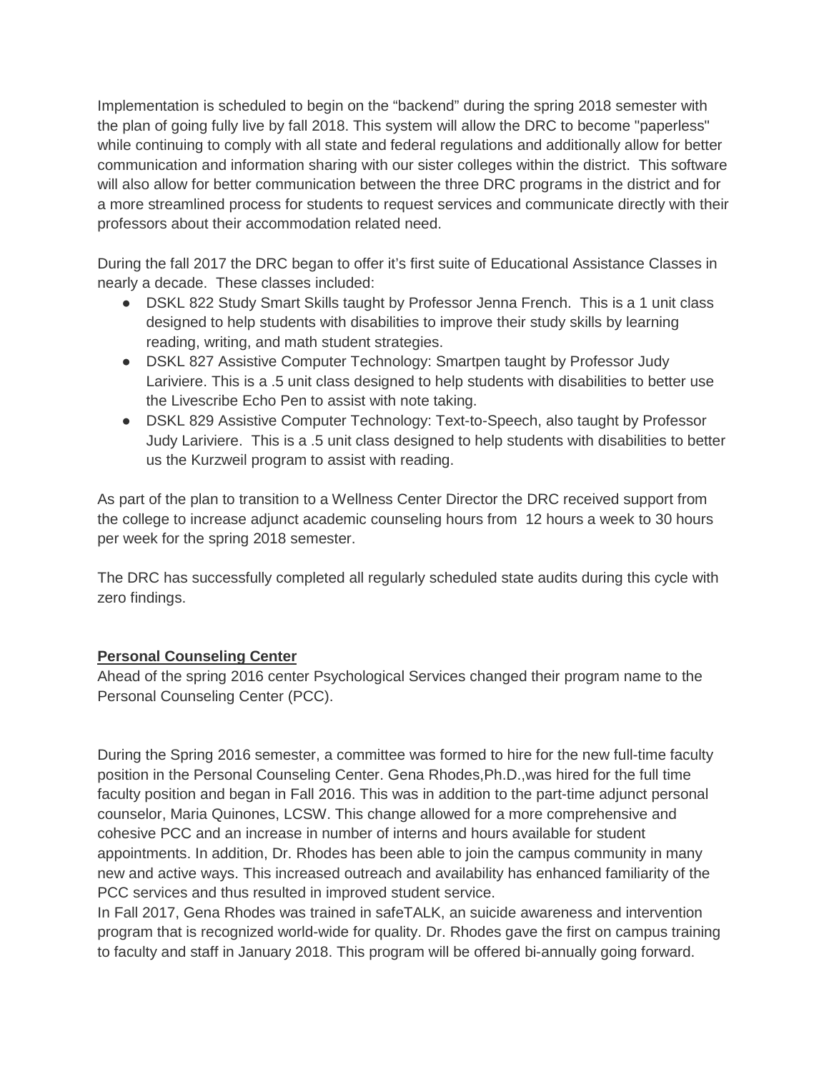Implementation is scheduled to begin on the "backend" during the spring 2018 semester with the plan of going fully live by fall 2018. This system will allow the DRC to become "paperless" while continuing to comply with all state and federal regulations and additionally allow for better communication and information sharing with our sister colleges within the district. This software will also allow for better communication between the three DRC programs in the district and for a more streamlined process for students to request services and communicate directly with their professors about their accommodation related need.

During the fall 2017 the DRC began to offer it's first suite of Educational Assistance Classes in nearly a decade. These classes included:

- DSKL 822 Study Smart Skills taught by Professor Jenna French. This is a 1 unit class designed to help students with disabilities to improve their study skills by learning reading, writing, and math student strategies.
- DSKL 827 Assistive Computer Technology: Smartpen taught by Professor Judy Lariviere. This is a .5 unit class designed to help students with disabilities to better use the Livescribe Echo Pen to assist with note taking.
- DSKL 829 Assistive Computer Technology: Text-to-Speech, also taught by Professor Judy Lariviere. This is a .5 unit class designed to help students with disabilities to better us the Kurzweil program to assist with reading.

As part of the plan to transition to a Wellness Center Director the DRC received support from the college to increase adjunct academic counseling hours from 12 hours a week to 30 hours per week for the spring 2018 semester.

The DRC has successfully completed all regularly scheduled state audits during this cycle with zero findings.

**Personal Counseling Center**

Ahead of the spring 2016 center Psychological Services changed their program name to the Personal Counseling Center (PCC).

During the Spring 2016 semester, a committee was formed to hire for the new full-time faculty position in the Personal Counseling Center. Gena Rhodes,Ph.D.,was hired for the full time faculty position and began in Fall 2016. This was in addition to the part-time adjunct personal counselor, Maria Quinones, LCSW. This change allowed for a more comprehensive and cohesive PCC and an increase in number of interns and hours available for student appointments. In addition, Dr. Rhodes has been able to join the campus community in many new and active ways. This increased outreach and availability has enhanced familiarity of the PCC services and thus resulted in improved student service.

In Fall 2017, Gena Rhodes was trained in safeTALK, an suicide awareness and intervention program that is recognized world-wide for quality. Dr. Rhodes gave the first on campus training to faculty and staff in January 2018. This program will be offered bi-annually going forward.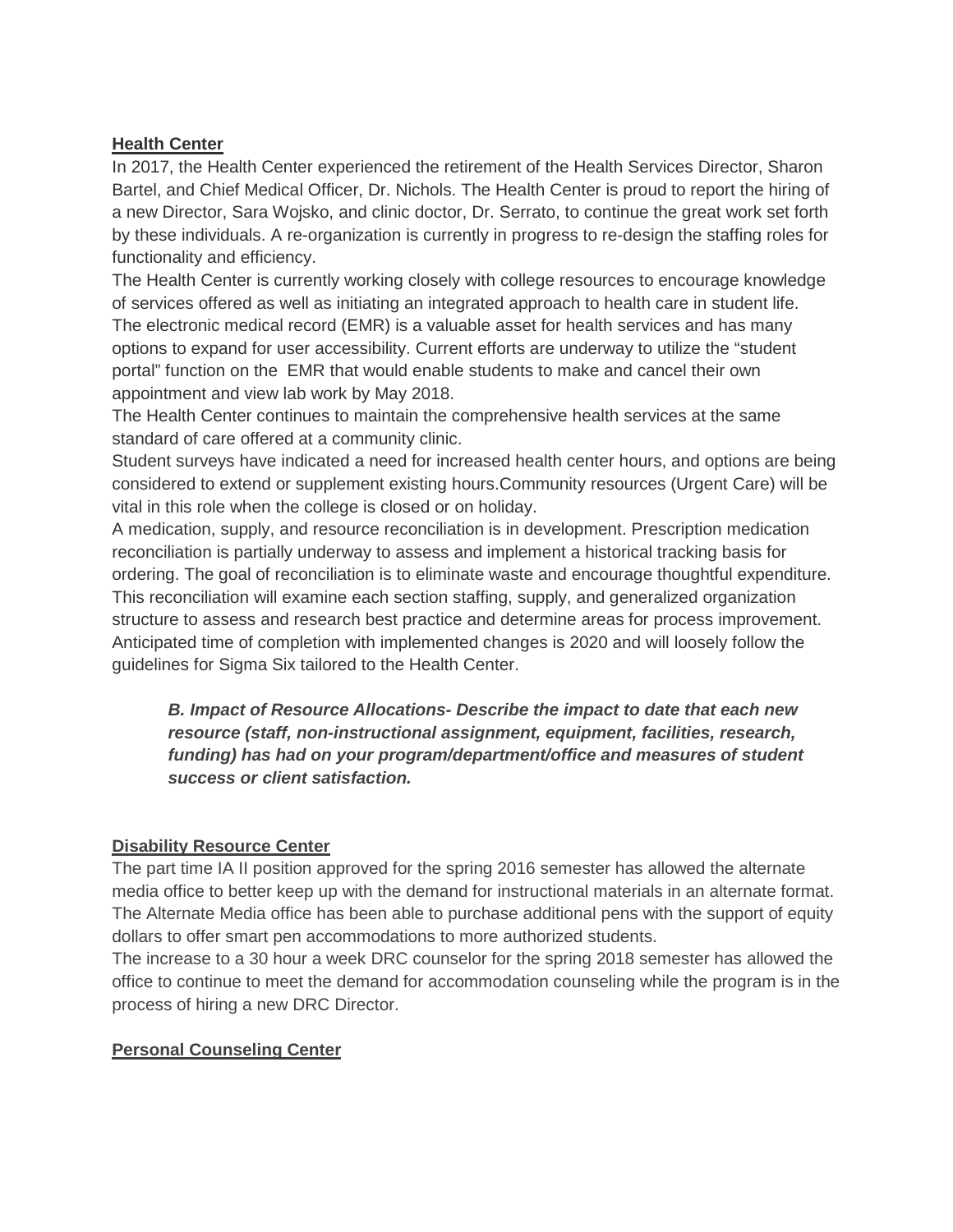**Health Center**

In 2017, the Health Center experienced the retirement of the Health Services Director, Sharon Bartel, and Chief Medical Officer, Dr. Nichols. The Health Center is proud to report the hiring of a new Director, Sara Wojsko, and clinic doctor, Dr. Serrato, to continue the great work set forth by these individuals. A re-organization is currently in progress to re-design the staffing roles for functionality and efficiency.

The Health Center is currently working closely with college resources to encourage knowledge of services offered as well as initiating an integrated approach to health care in student life. The electronic medical record (EMR) is a valuable asset for health services and has many options to expand for user accessibility. Current efforts are underway to utilize the "student portal" function on the EMR that would enable students to make and cancel their own appointment and view lab work by May 2018.

The Health Center continues to maintain the comprehensive health services at the same standard of care offered at a community clinic.

Student surveys have indicated a need for increased health center hours, and options are being considered to extend or supplement existing hours.Community resources (Urgent Care) will be vital in this role when the college is closed or on holiday.

A medication, supply, and resource reconciliation is in development. Prescription medication reconciliation is partially underway to assess and implement a historical tracking basis for ordering. The goal of reconciliation is to eliminate waste and encourage thoughtful expenditure. This reconciliation will examine each section staffing, supply, and generalized organization structure to assess and research best practice and determine areas for process improvement. Anticipated time of completion with implemented changes is 2020 and will loosely follow the guidelines for Sigma Six tailored to the Health Center.

> ***B. Impact of Resource Allocations- Describe the impact to date that each new resource (staff, non-instructional assignment, equipment, facilities, research, funding) has had on your program/department/office and measures of student success or client satisfaction.***

**Disability Resource Center**

The part time IA II position approved for the spring 2016 semester has allowed the alternate media office to better keep up with the demand for instructional materials in an alternate format. The Alternate Media office has been able to purchase additional pens with the support of equity dollars to offer smart pen accommodations to more authorized students.

The increase to a 30 hour a week DRC counselor for the spring 2018 semester has allowed the office to continue to meet the demand for accommodation counseling while the program is in the process of hiring a new DRC Director.

**Personal Counseling Center**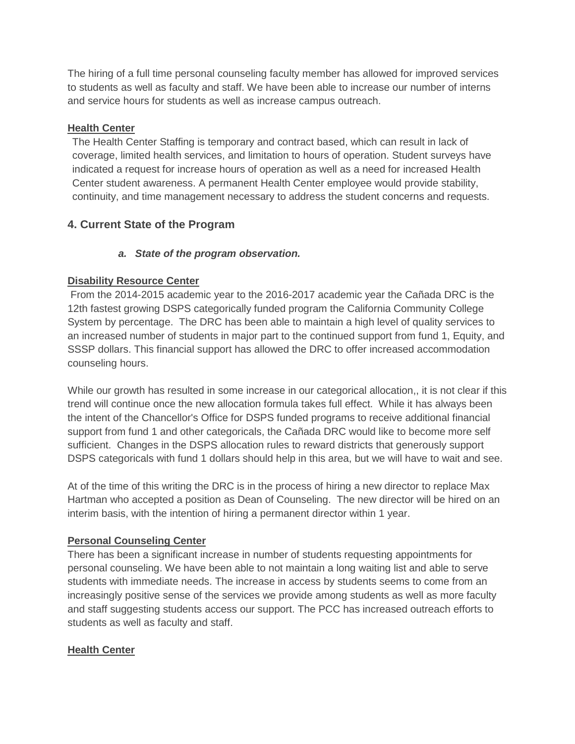The hiring of a full time personal counseling faculty member has allowed for improved services to students as well as faculty and staff. We have been able to increase our number of interns and service hours for students as well as increase campus outreach.

**Health Center**

The Health Center Staffing is temporary and contract based, which can result in lack of coverage, limited health services, and limitation to hours of operation. Student surveys have indicated a request for increase hours of operation as well as a need for increased Health Center student awareness. A permanent Health Center employee would provide stability, continuity, and time management necessary to address the student concerns and requests.

## 4. Current State of the Program

### *a. State of the program observation.*

**Disability Resource Center**

From the 2014-2015 academic year to the 2016-2017 academic year the Cañada DRC is the 12th fastest growing DSPS categorically funded program the California Community College System by percentage. The DRC has been able to maintain a high level of quality services to an increased number of students in major part to the continued support from fund 1, Equity, and SSSP dollars. This financial support has allowed the DRC to offer increased accommodation counseling hours.

While our growth has resulted in some increase in our categorical allocation,, it is not clear if this trend will continue once the new allocation formula takes full effect. While it has always been the intent of the Chancellor's Office for DSPS funded programs to receive additional financial support from fund 1 and other categoricals, the Cañada DRC would like to become more self sufficient. Changes in the DSPS allocation rules to reward districts that generously support DSPS categoricals with fund 1 dollars should help in this area, but we will have to wait and see.

At of the time of this writing the DRC is in the process of hiring a new director to replace Max Hartman who accepted a position as Dean of Counseling. The new director will be hired on an interim basis, with the intention of hiring a permanent director within 1 year.

**Personal Counseling Center**

There has been a significant increase in number of students requesting appointments for personal counseling. We have been able to not maintain a long waiting list and able to serve students with immediate needs. The increase in access by students seems to come from an increasingly positive sense of the services we provide among students as well as more faculty and staff suggesting students access our support. The PCC has increased outreach efforts to students as well as faculty and staff.

**Health Center**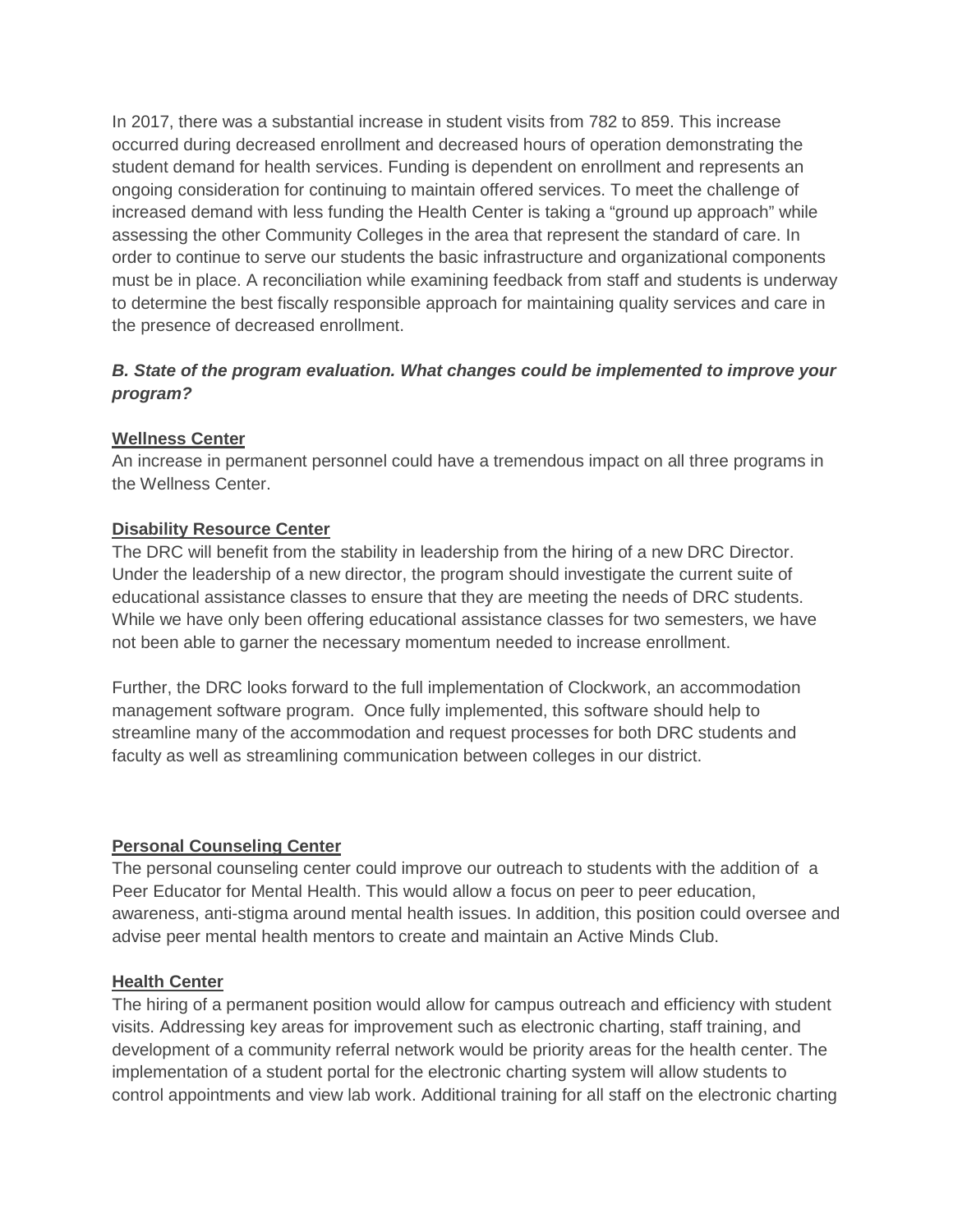In 2017, there was a substantial increase in student visits from 782 to 859. This increase occurred during decreased enrollment and decreased hours of operation demonstrating the student demand for health services. Funding is dependent on enrollment and represents an ongoing consideration for continuing to maintain offered services. To meet the challenge of increased demand with less funding the Health Center is taking a "ground up approach" while assessing the other Community Colleges in the area that represent the standard of care. In order to continue to serve our students the basic infrastructure and organizational components must be in place. A reconciliation while examining feedback from staff and students is underway to determine the best fiscally responsible approach for maintaining quality services and care in the presence of decreased enrollment.

***B. State of the program evaluation. What changes could be implemented to improve your program?***

**Wellness Center**

An increase in permanent personnel could have a tremendous impact on all three programs in the Wellness Center.

**Disability Resource Center**

The DRC will benefit from the stability in leadership from the hiring of a new DRC Director. Under the leadership of a new director, the program should investigate the current suite of educational assistance classes to ensure that they are meeting the needs of DRC students. While we have only been offering educational assistance classes for two semesters, we have not been able to garner the necessary momentum needed to increase enrollment.

Further, the DRC looks forward to the full implementation of Clockwork, an accommodation management software program. Once fully implemented, this software should help to streamline many of the accommodation and request processes for both DRC students and faculty as well as streamlining communication between colleges in our district.

**Personal Counseling Center**

The personal counseling center could improve our outreach to students with the addition of a Peer Educator for Mental Health. This would allow a focus on peer to peer education, awareness, anti-stigma around mental health issues. In addition, this position could oversee and advise peer mental health mentors to create and maintain an Active Minds Club.

**Health Center**

The hiring of a permanent position would allow for campus outreach and efficiency with student visits. Addressing key areas for improvement such as electronic charting, staff training, and development of a community referral network would be priority areas for the health center. The implementation of a student portal for the electronic charting system will allow students to control appointments and view lab work. Additional training for all staff on the electronic charting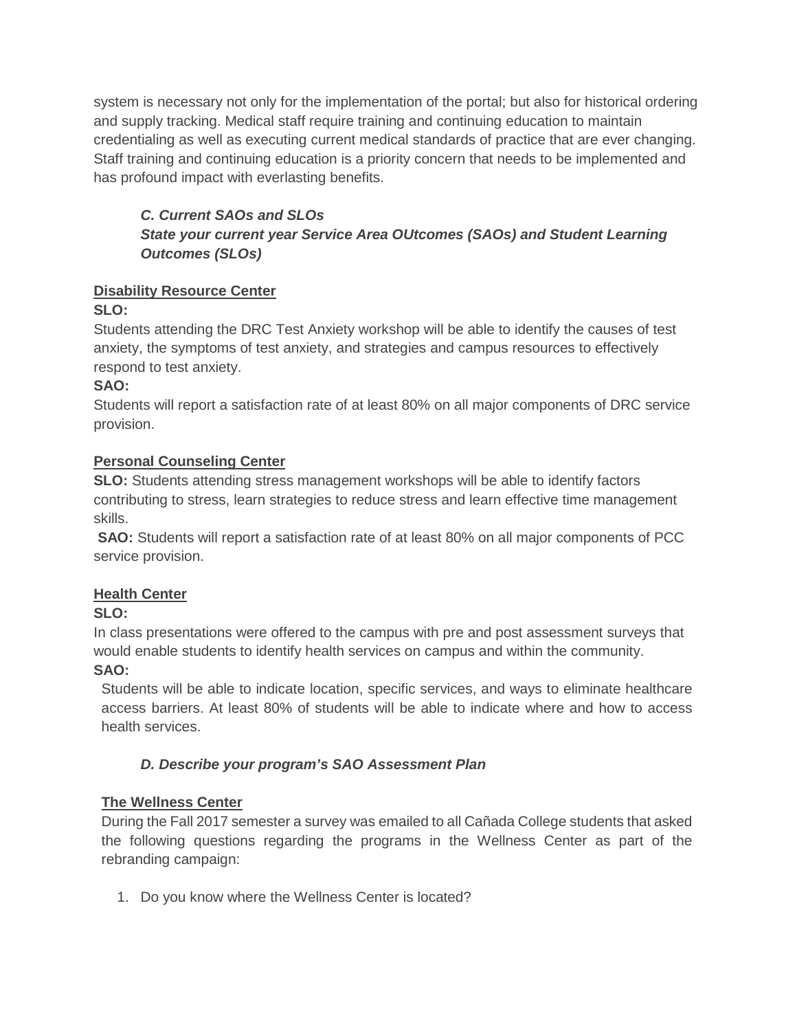system is necessary not only for the implementation of the portal; but also for historical ordering and supply tracking. Medical staff require training and continuing education to maintain credentialing as well as executing current medical standards of practice that are ever changing. Staff training and continuing education is a priority concern that needs to be implemented and has profound impact with everlasting benefits.

### *C. Current SAOs and SLOs*
### *State your current year Service Area OUtcomes (SAOs) and Student Learning Outcomes (SLOs)*

**Disability Resource Center**

**SLO:**

Students attending the DRC Test Anxiety workshop will be able to identify the causes of test anxiety, the symptoms of test anxiety, and strategies and campus resources to effectively respond to test anxiety.

**SAO:**

Students will report a satisfaction rate of at least 80% on all major components of DRC service provision.

**Personal Counseling Center**

**SLO:** Students attending stress management workshops will be able to identify factors contributing to stress, learn strategies to reduce stress and learn effective time management skills.

**SAO:** Students will report a satisfaction rate of at least 80% on all major components of PCC service provision.

**Health Center**

**SLO:**

In class presentations were offered to the campus with pre and post assessment surveys that would enable students to identify health services on campus and within the community.

**SAO:**

Students will be able to indicate location, specific services, and ways to eliminate healthcare access barriers. At least 80% of students will be able to indicate where and how to access health services.

### *D. Describe your program's SAO Assessment Plan*

**The Wellness Center**

During the Fall 2017 semester a survey was emailed to all Cañada College students that asked the following questions regarding the programs in the Wellness Center as part of the rebranding campaign:

1. Do you know where the Wellness Center is located?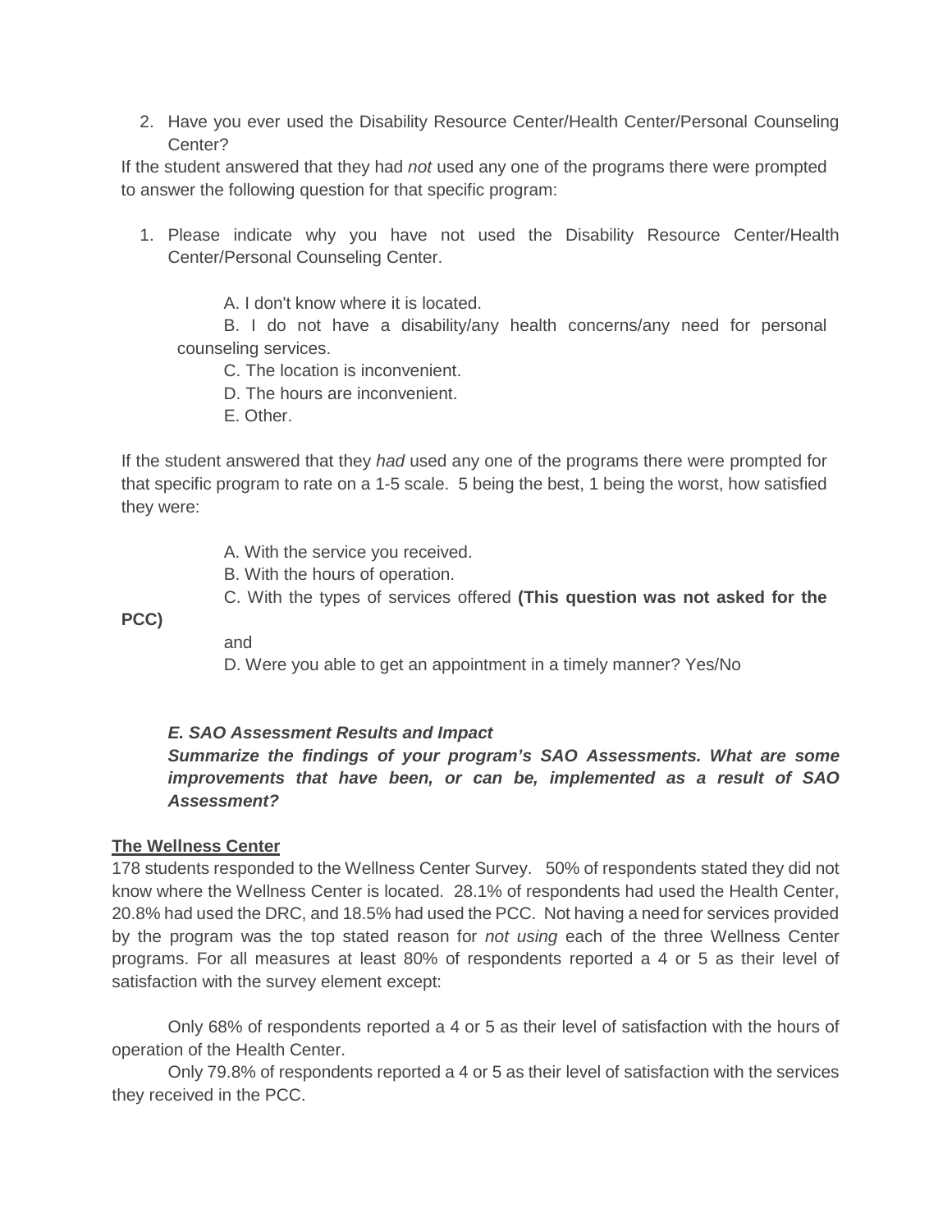2. Have you ever used the Disability Resource Center/Health Center/Personal Counseling Center?

If the student answered that they had *not* used any one of the programs there were prompted to answer the following question for that specific program:

1. Please indicate why you have not used the Disability Resource Center/Health Center/Personal Counseling Center.

   A. I don't know where it is located.
   B. I do not have a disability/any health concerns/any need for personal counseling services.
   C. The location is inconvenient.
   D. The hours are inconvenient.
   E. Other.

If the student answered that they *had* used any one of the programs there were prompted for that specific program to rate on a 1-5 scale. 5 being the best, 1 being the worst, how satisfied they were:

A. With the service you received.
B. With the hours of operation.
C. With the types of services offered **(This question was not asked for the PCC)**

and

D. Were you able to get an appointment in a timely manner? Yes/No

***E. SAO Assessment Results and Impact***

***Summarize the findings of your program's SAO Assessments. What are some improvements that have been, or can be, implemented as a result of SAO Assessment?***

**The Wellness Center**

178 students responded to the Wellness Center Survey. 50% of respondents stated they did not know where the Wellness Center is located. 28.1% of respondents had used the Health Center, 20.8% had used the DRC, and 18.5% had used the PCC. Not having a need for services provided by the program was the top stated reason for *not using* each of the three Wellness Center programs. For all measures at least 80% of respondents reported a 4 or 5 as their level of satisfaction with the survey element except:

Only 68% of respondents reported a 4 or 5 as their level of satisfaction with the hours of operation of the Health Center.

Only 79.8% of respondents reported a 4 or 5 as their level of satisfaction with the services they received in the PCC.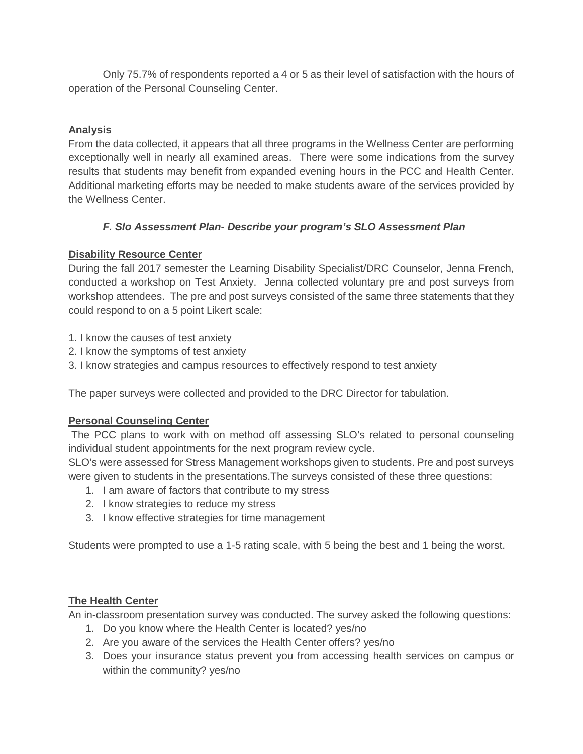Only 75.7% of respondents reported a 4 or 5 as their level of satisfaction with the hours of operation of the Personal Counseling Center.

**Analysis**

From the data collected, it appears that all three programs in the Wellness Center are performing exceptionally well in nearly all examined areas. There were some indications from the survey results that students may benefit from expanded evening hours in the PCC and Health Center. Additional marketing efforts may be needed to make students aware of the services provided by the Wellness Center.

### *F. Slo Assessment Plan- Describe your program's SLO Assessment Plan*

**Disability Resource Center**

During the fall 2017 semester the Learning Disability Specialist/DRC Counselor, Jenna French, conducted a workshop on Test Anxiety. Jenna collected voluntary pre and post surveys from workshop attendees. The pre and post surveys consisted of the same three statements that they could respond to on a 5 point Likert scale:

1. I know the causes of test anxiety
2. I know the symptoms of test anxiety
3. I know strategies and campus resources to effectively respond to test anxiety

The paper surveys were collected and provided to the DRC Director for tabulation.

**Personal Counseling Center**

The PCC plans to work with on method off assessing SLO's related to personal counseling individual student appointments for the next program review cycle.
SLO's were assessed for Stress Management workshops given to students. Pre and post surveys were given to students in the presentations.The surveys consisted of these three questions:

1. I am aware of factors that contribute to my stress
2. I know strategies to reduce my stress
3. I know effective strategies for time management

Students were prompted to use a 1-5 rating scale, with 5 being the best and 1 being the worst.

**The Health Center**

An in-classroom presentation survey was conducted. The survey asked the following questions:

1. Do you know where the Health Center is located? yes/no
2. Are you aware of the services the Health Center offers? yes/no
3. Does your insurance status prevent you from accessing health services on campus or within the community? yes/no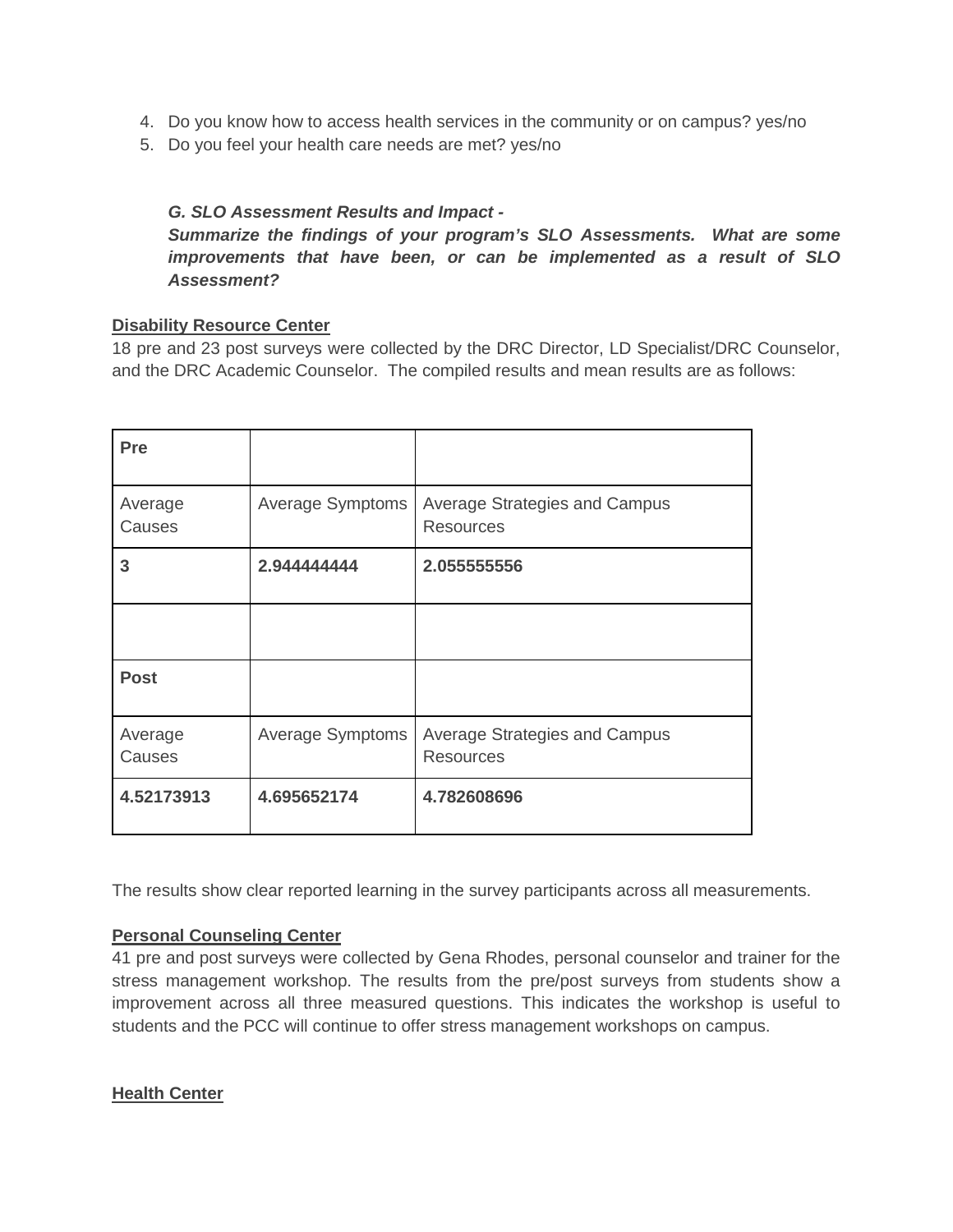4. Do you know how to access health services in the community or on campus? yes/no
5. Do you feel your health care needs are met? yes/no

***G. SLO Assessment Results and Impact -***
***Summarize the findings of your program's SLO Assessments. What are some improvements that have been, or can be implemented as a result of SLO Assessment?***

**Disability Resource Center**
18 pre and 23 post surveys were collected by the DRC Director, LD Specialist/DRC Counselor, and the DRC Academic Counselor. The compiled results and mean results are as follows:

| **Pre** | | |
|---|---|---|
| Average Causes | Average Symptoms | Average Strategies and Campus Resources |
| **3** | **2.944444444** | **2.055555556** |
| | | |
| **Post** | | |
| Average Causes | Average Symptoms | Average Strategies and Campus Resources |
| **4.52173913** | **4.695652174** | **4.782608696** |

The results show clear reported learning in the survey participants across all measurements.

**Personal Counseling Center**
41 pre and post surveys were collected by Gena Rhodes, personal counselor and trainer for the stress management workshop. The results from the pre/post surveys from students show a improvement across all three measured questions. This indicates the workshop is useful to students and the PCC will continue to offer stress management workshops on campus.

**Health Center**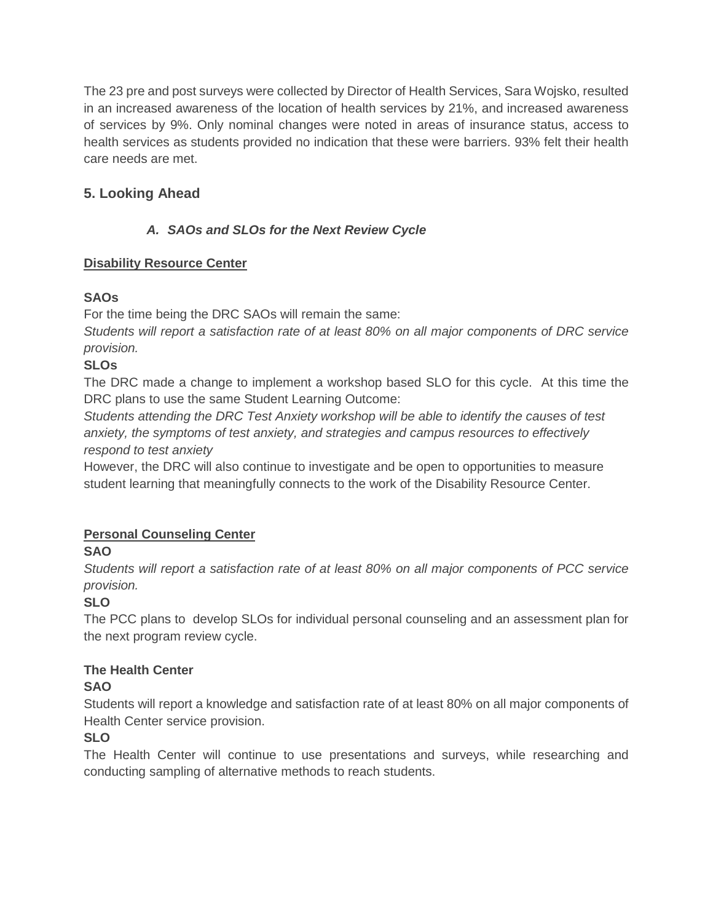The 23 pre and post surveys were collected by Director of Health Services, Sara Wojsko, resulted in an increased awareness of the location of health services by 21%, and increased awareness of services by 9%. Only nominal changes were noted in areas of insurance status, access to health services as students provided no indication that these were barriers. 93% felt their health care needs are met.

## 5. Looking Ahead

### *A. SAOs and SLOs for the Next Review Cycle*

**Disability Resource Center**

**SAOs**

For the time being the DRC SAOs will remain the same:

*Students will report a satisfaction rate of at least 80% on all major components of DRC service provision.*

**SLOs**

The DRC made a change to implement a workshop based SLO for this cycle. At this time the DRC plans to use the same Student Learning Outcome:

*Students attending the DRC Test Anxiety workshop will be able to identify the causes of test anxiety, the symptoms of test anxiety, and strategies and campus resources to effectively respond to test anxiety*

However, the DRC will also continue to investigate and be open to opportunities to measure student learning that meaningfully connects to the work of the Disability Resource Center.

**Personal Counseling Center**

**SAO**

*Students will report a satisfaction rate of at least 80% on all major components of PCC service provision.*

**SLO**

The PCC plans to develop SLOs for individual personal counseling and an assessment plan for the next program review cycle.

**The Health Center**

**SAO**

Students will report a knowledge and satisfaction rate of at least 80% on all major components of Health Center service provision.

**SLO**

The Health Center will continue to use presentations and surveys, while researching and conducting sampling of alternative methods to reach students.